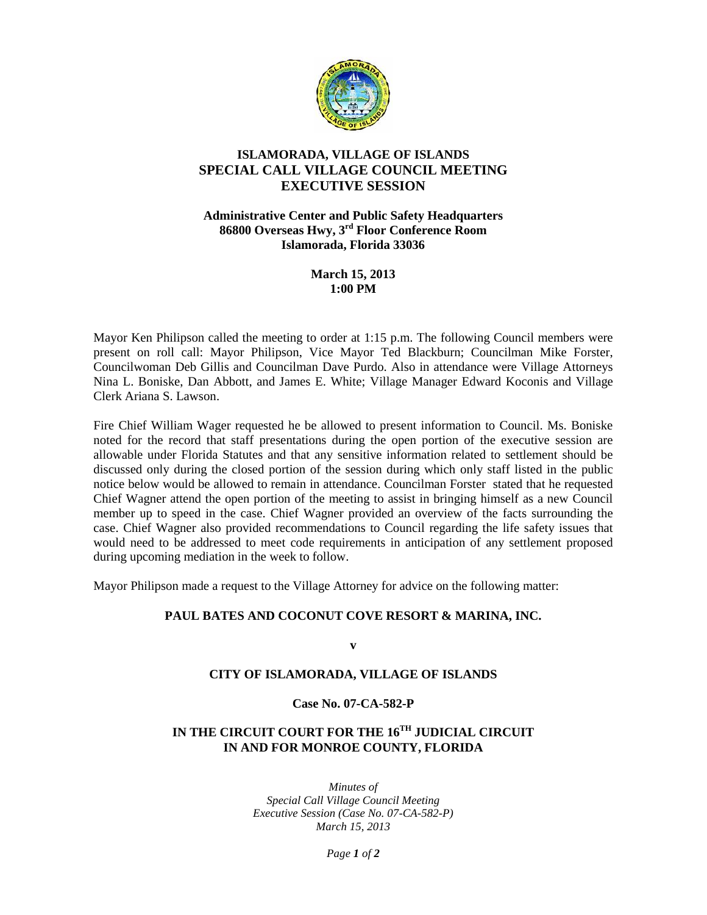# ISLAMORADA, VILLAGE OF ISLANDS
# SPECIAL CALL VILLAGE COUNCIL MEETING
# EXECUTIVE SESSION

**Administrative Center and Public Safety Headquarters**
**86800 Overseas Hwy, 3rd Floor Conference Room**
**Islamorada, Florida 33036**

**March 15, 2013**
**1:00 PM**

Mayor Ken Philipson called the meeting to order at 1:15 p.m. The following Council members were present on roll call: Mayor Philipson, Vice Mayor Ted Blackburn; Councilman Mike Forster, Councilwoman Deb Gillis and Councilman Dave Purdo. Also in attendance were Village Attorneys Nina L. Boniske, Dan Abbott, and James E. White; Village Manager Edward Koconis and Village Clerk Ariana S. Lawson.

Fire Chief William Wager requested he be allowed to present information to Council. Ms. Boniske noted for the record that staff presentations during the open portion of the executive session are allowable under Florida Statutes and that any sensitive information related to settlement should be discussed only during the closed portion of the session during which only staff listed in the public notice below would be allowed to remain in attendance. Councilman Forster stated that he requested Chief Wagner attend the open portion of the meeting to assist in bringing himself as a new Council member up to speed in the case. Chief Wagner provided an overview of the facts surrounding the case. Chief Wagner also provided recommendations to Council regarding the life safety issues that would need to be addressed to meet code requirements in anticipation of any settlement proposed during upcoming mediation in the week to follow.

Mayor Philipson made a request to the Village Attorney for advice on the following matter:

**PAUL BATES AND COCONUT COVE RESORT & MARINA, INC.**

**v**

**CITY OF ISLAMORADA, VILLAGE OF ISLANDS**

**Case No. 07-CA-582-P**

**IN THE CIRCUIT COURT FOR THE 16TH JUDICIAL CIRCUIT**
**IN AND FOR MONROE COUNTY, FLORIDA**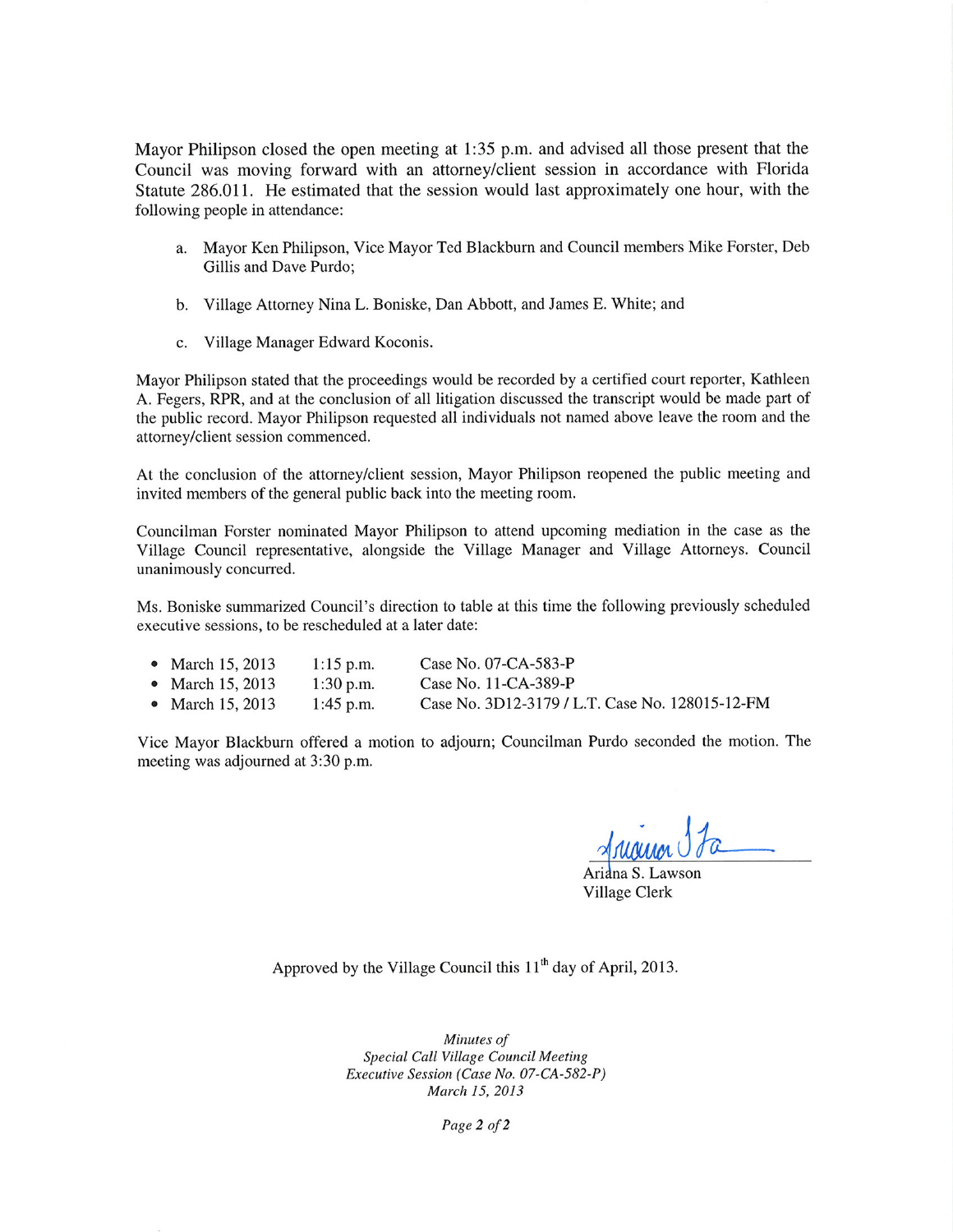Mayor Philipson closed the open meeting at 1:35 p.m. and advised all those present that the Council was moving forward with an attorney/client session in accordance with Florida Statute 286.011. He estimated that the session would last approximately one hour, with the following people in attendance:

a. Mayor Ken Philipson, Vice Mayor Ted Blackburn and Council members Mike Forster, Deb Gillis and Dave Purdo;

b. Village Attorney Nina L. Boniske, Dan Abbott, and James E. White; and

c. Village Manager Edward Koconis.

Mayor Philipson stated that the proceedings would be recorded by a certified court reporter, Kathleen A. Fegers, RPR, and at the conclusion of all litigation discussed the transcript would be made part of the public record. Mayor Philipson requested all individuals not named above leave the room and the attorney/client session commenced.

At the conclusion of the attorney/client session, Mayor Philipson reopened the public meeting and invited members of the general public back into the meeting room.

Councilman Forster nominated Mayor Philipson to attend upcoming mediation in the case as the Village Council representative, alongside the Village Manager and Village Attorneys. Council unanimously concurred.

Ms. Boniske summarized Council's direction to table at this time the following previously scheduled executive sessions, to be rescheduled at a later date:

- March 15, 2013 1:15 p.m. Case No. 07-CA-583-P
- March 15, 2013 1:30 p.m. Case No. 11-CA-389-P
- March 15, 2013 1:45 p.m. Case No. 3D12-3179 / L.T. Case No. 128015-12-FM

Vice Mayor Blackburn offered a motion to adjourn; Councilman Purdo seconded the motion. The meeting was adjourned at 3:30 p.m.

Ariana S. Lawson
Village Clerk

Approved by the Village Council this 11th day of April, 2013.

*Minutes of*
*Special Call Village Council Meeting*
*Executive Session (Case No. 07-CA-582-P)*
*March 15, 2013*